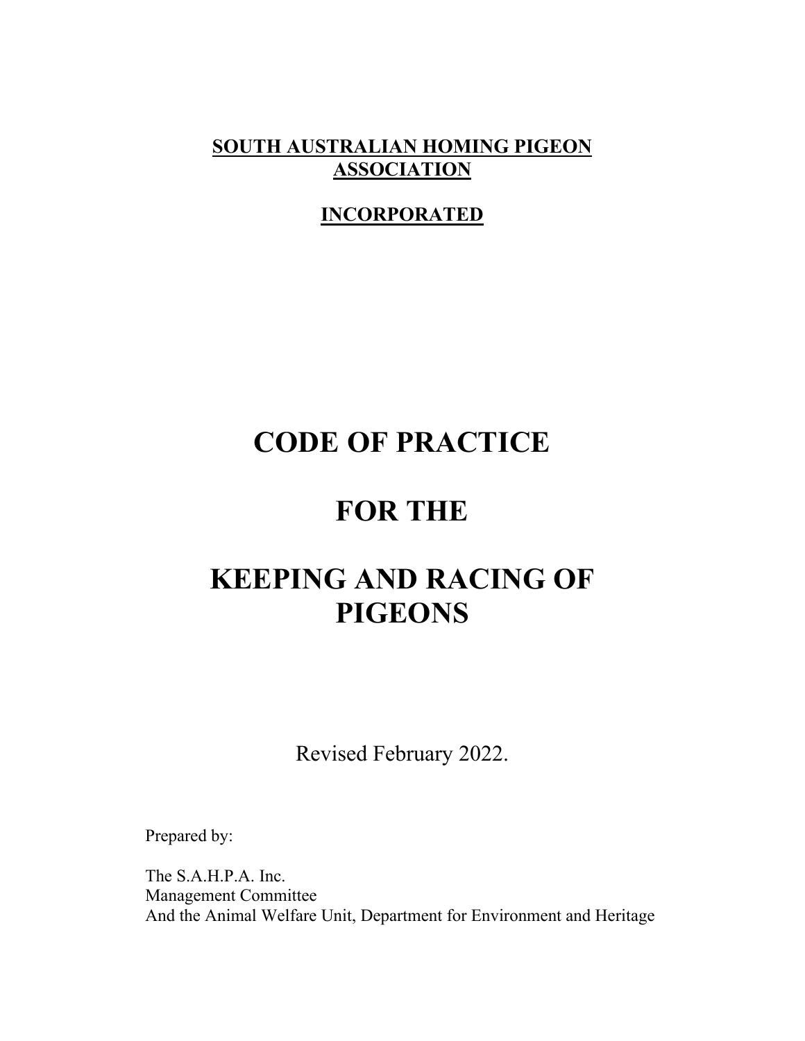**SOUTH AUSTRALIAN HOMING PIGEON ASSOCIATION**

**INCORPORATED**

# CODE OF PRACTICE

# FOR THE

# KEEPING AND RACING OF PIGEONS

Revised February 2022.

Prepared by:

The S.A.H.P.A. Inc.
Management Committee
And the Animal Welfare Unit, Department for Environment and Heritage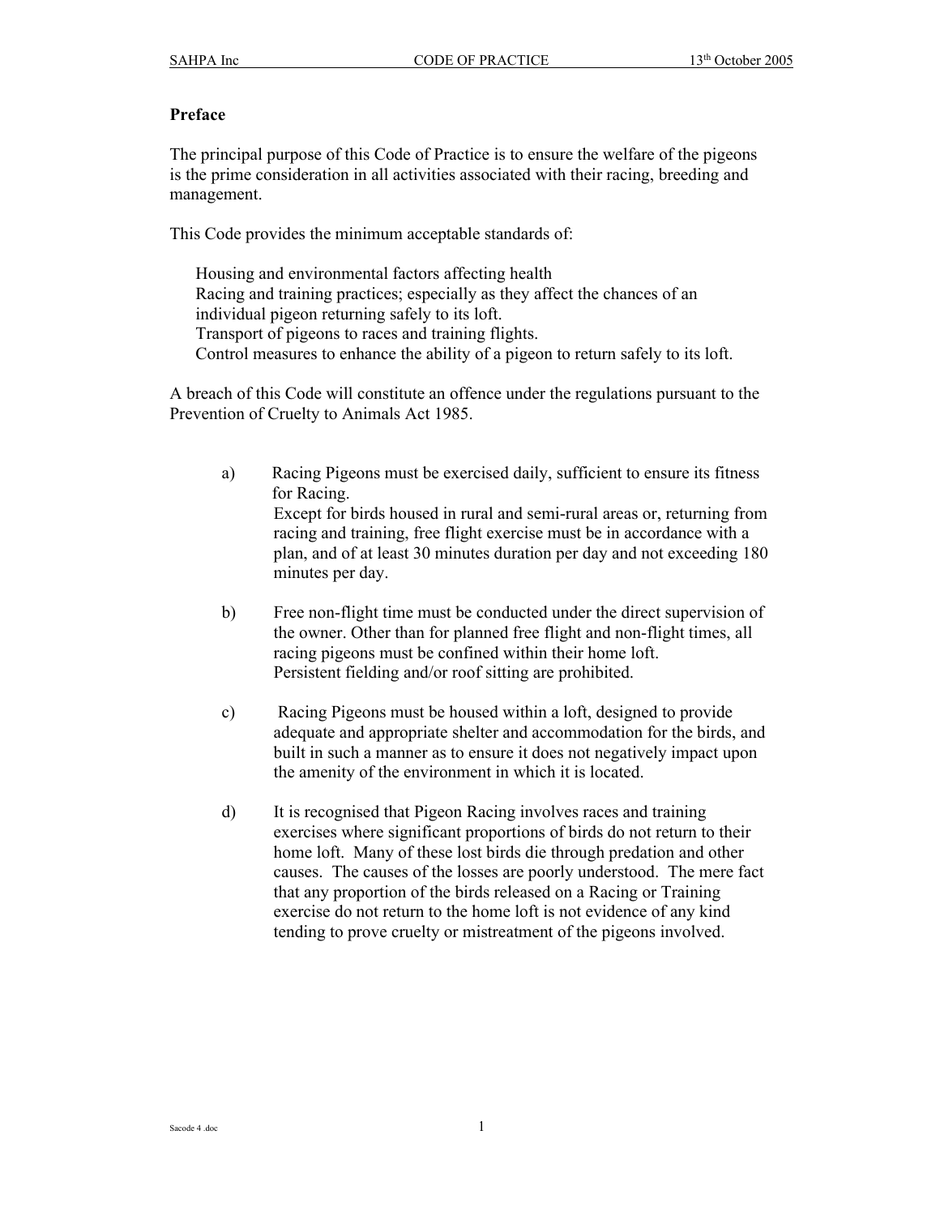## Preface

The principal purpose of this Code of Practice is to ensure the welfare of the pigeons is the prime consideration in all activities associated with their racing, breeding and management.

This Code provides the minimum acceptable standards of:

Housing and environmental factors affecting health
Racing and training practices; especially as they affect the chances of an individual pigeon returning safely to its loft.
Transport of pigeons to races and training flights.
Control measures to enhance the ability of a pigeon to return safely to its loft.

A breach of this Code will constitute an offence under the regulations pursuant to the Prevention of Cruelty to Animals Act 1985.

a) Racing Pigeons must be exercised daily, sufficient to ensure its fitness for Racing.
Except for birds housed in rural and semi-rural areas or, returning from racing and training, free flight exercise must be in accordance with a plan, and of at least 30 minutes duration per day and not exceeding 180 minutes per day.

b) Free non-flight time must be conducted under the direct supervision of the owner. Other than for planned free flight and non-flight times, all racing pigeons must be confined within their home loft.
Persistent fielding and/or roof sitting are prohibited.

c) Racing Pigeons must be housed within a loft, designed to provide adequate and appropriate shelter and accommodation for the birds, and built in such a manner as to ensure it does not negatively impact upon the amenity of the environment in which it is located.

d) It is recognised that Pigeon Racing involves races and training exercises where significant proportions of birds do not return to their home loft. Many of these lost birds die through predation and other causes. The causes of the losses are poorly understood. The mere fact that any proportion of the birds released on a Racing or Training exercise do not return to the home loft is not evidence of any kind tending to prove cruelty or mistreatment of the pigeons involved.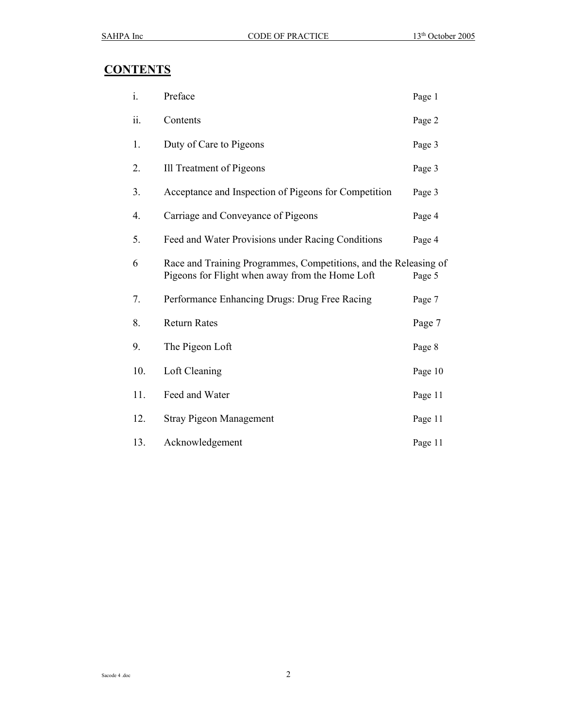# CONTENTS

| | | |
|---|---|---|
| i. | Preface | Page 1 |
| ii. | Contents | Page 2 |
| 1. | Duty of Care to Pigeons | Page 3 |
| 2. | Ill Treatment of Pigeons | Page 3 |
| 3. | Acceptance and Inspection of Pigeons for Competition | Page 3 |
| 4. | Carriage and Conveyance of Pigeons | Page 4 |
| 5. | Feed and Water Provisions under Racing Conditions | Page 4 |
| 6 | Race and Training Programmes, Competitions, and the Releasing of Pigeons for Flight when away from the Home Loft | Page 5 |
| 7. | Performance Enhancing Drugs: Drug Free Racing | Page 7 |
| 8. | Return Rates | Page 7 |
| 9. | The Pigeon Loft | Page 8 |
| 10. | Loft Cleaning | Page 10 |
| 11. | Feed and Water | Page 11 |
| 12. | Stray Pigeon Management | Page 11 |
| 13. | Acknowledgement | Page 11 |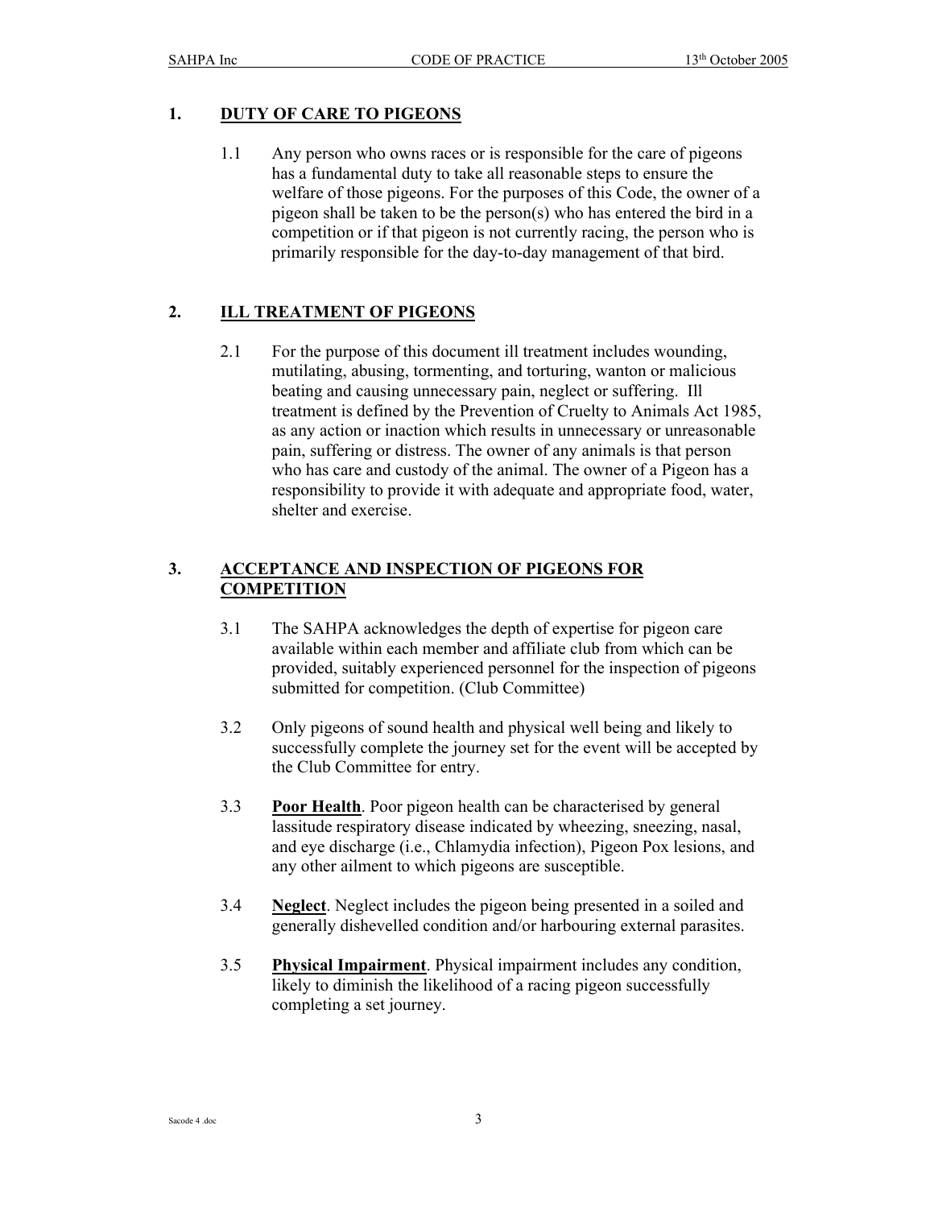## 1. DUTY OF CARE TO PIGEONS

1.1 Any person who owns races or is responsible for the care of pigeons has a fundamental duty to take all reasonable steps to ensure the welfare of those pigeons. For the purposes of this Code, the owner of a pigeon shall be taken to be the person(s) who has entered the bird in a competition or if that pigeon is not currently racing, the person who is primarily responsible for the day-to-day management of that bird.

## 2. ILL TREATMENT OF PIGEONS

2.1 For the purpose of this document ill treatment includes wounding, mutilating, abusing, tormenting, and torturing, wanton or malicious beating and causing unnecessary pain, neglect or suffering. Ill treatment is defined by the Prevention of Cruelty to Animals Act 1985, as any action or inaction which results in unnecessary or unreasonable pain, suffering or distress. The owner of any animals is that person who has care and custody of the animal. The owner of a Pigeon has a responsibility to provide it with adequate and appropriate food, water, shelter and exercise.

## 3. ACCEPTANCE AND INSPECTION OF PIGEONS FOR COMPETITION

3.1 The SAHPA acknowledges the depth of expertise for pigeon care available within each member and affiliate club from which can be provided, suitably experienced personnel for the inspection of pigeons submitted for competition. (Club Committee)

3.2 Only pigeons of sound health and physical well being and likely to successfully complete the journey set for the event will be accepted by the Club Committee for entry.

3.3 **Poor Health**. Poor pigeon health can be characterised by general lassitude respiratory disease indicated by wheezing, sneezing, nasal, and eye discharge (i.e., Chlamydia infection), Pigeon Pox lesions, and any other ailment to which pigeons are susceptible.

3.4 **Neglect**. Neglect includes the pigeon being presented in a soiled and generally dishevelled condition and/or harbouring external parasites.

3.5 **Physical Impairment**. Physical impairment includes any condition, likely to diminish the likelihood of a racing pigeon successfully completing a set journey.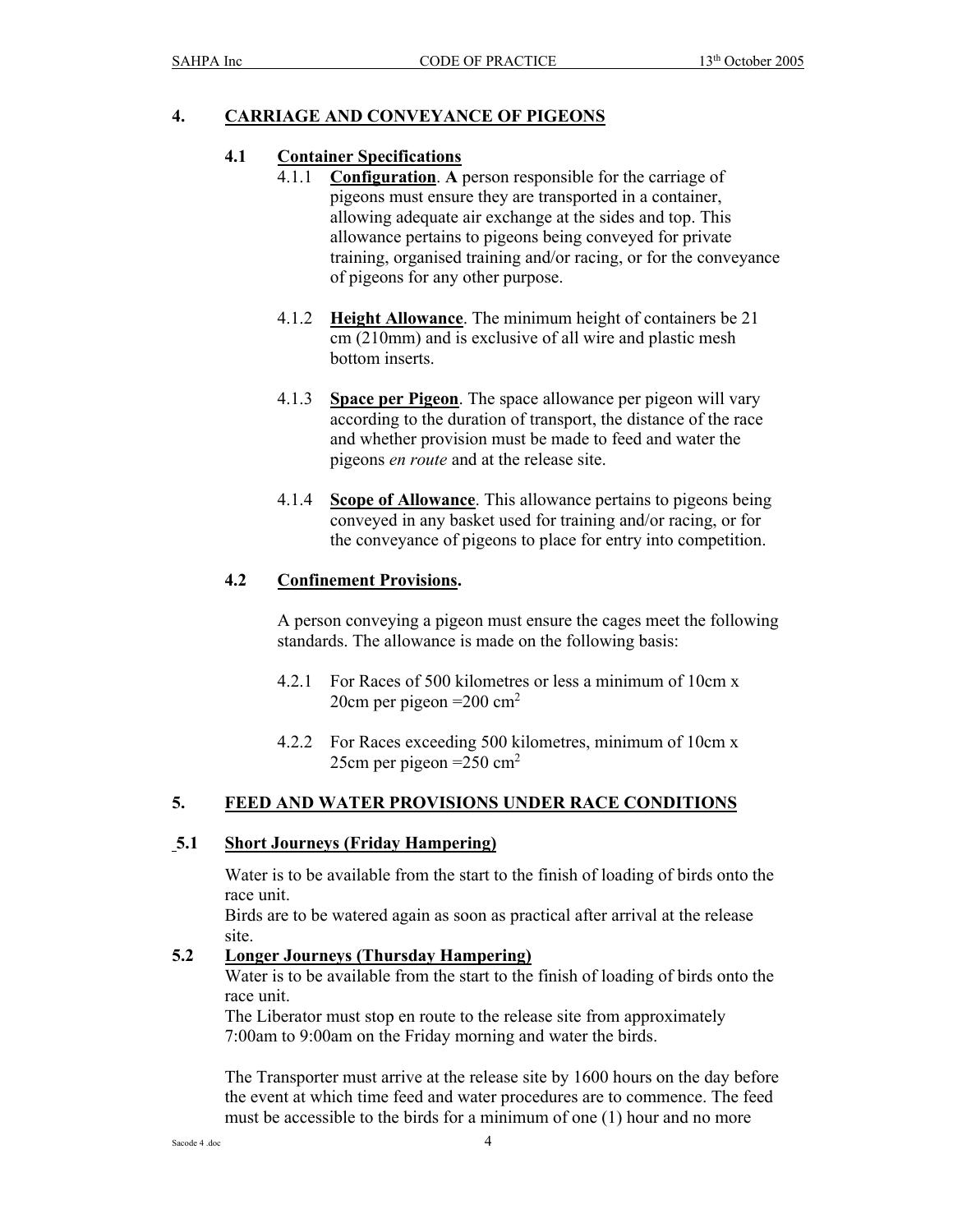## 4. CARRIAGE AND CONVEYANCE OF PIGEONS

### 4.1 Container Specifications

4.1.1 **Configuration**. **A** person responsible for the carriage of pigeons must ensure they are transported in a container, allowing adequate air exchange at the sides and top. This allowance pertains to pigeons being conveyed for private training, organised training and/or racing, or for the conveyance of pigeons for any other purpose.

4.1.2 **Height Allowance**. The minimum height of containers be 21 cm (210mm) and is exclusive of all wire and plastic mesh bottom inserts.

4.1.3 **Space per Pigeon**. The space allowance per pigeon will vary according to the duration of transport, the distance of the race and whether provision must be made to feed and water the pigeons *en route* and at the release site.

4.1.4 **Scope of Allowance**. This allowance pertains to pigeons being conveyed in any basket used for training and/or racing, or for the conveyance of pigeons to place for entry into competition.

### 4.2 Confinement Provisions.

A person conveying a pigeon must ensure the cages meet the following standards. The allowance is made on the following basis:

4.2.1 For Races of 500 kilometres or less a minimum of 10cm x 20cm per pigeon =200 $cm^2$

4.2.2 For Races exceeding 500 kilometres, minimum of 10cm x 25cm per pigeon =250 $cm^2$

## 5. FEED AND WATER PROVISIONS UNDER RACE CONDITIONS

### 5.1 Short Journeys (Friday Hampering)

Water is to be available from the start to the finish of loading of birds onto the race unit.
Birds are to be watered again as soon as practical after arrival at the release site.

### 5.2 Longer Journeys (Thursday Hampering)

Water is to be available from the start to the finish of loading of birds onto the race unit.
The Liberator must stop en route to the release site from approximately 7:00am to 9:00am on the Friday morning and water the birds.

The Transporter must arrive at the release site by 1600 hours on the day before the event at which time feed and water procedures are to commence. The feed must be accessible to the birds for a minimum of one (1) hour and no more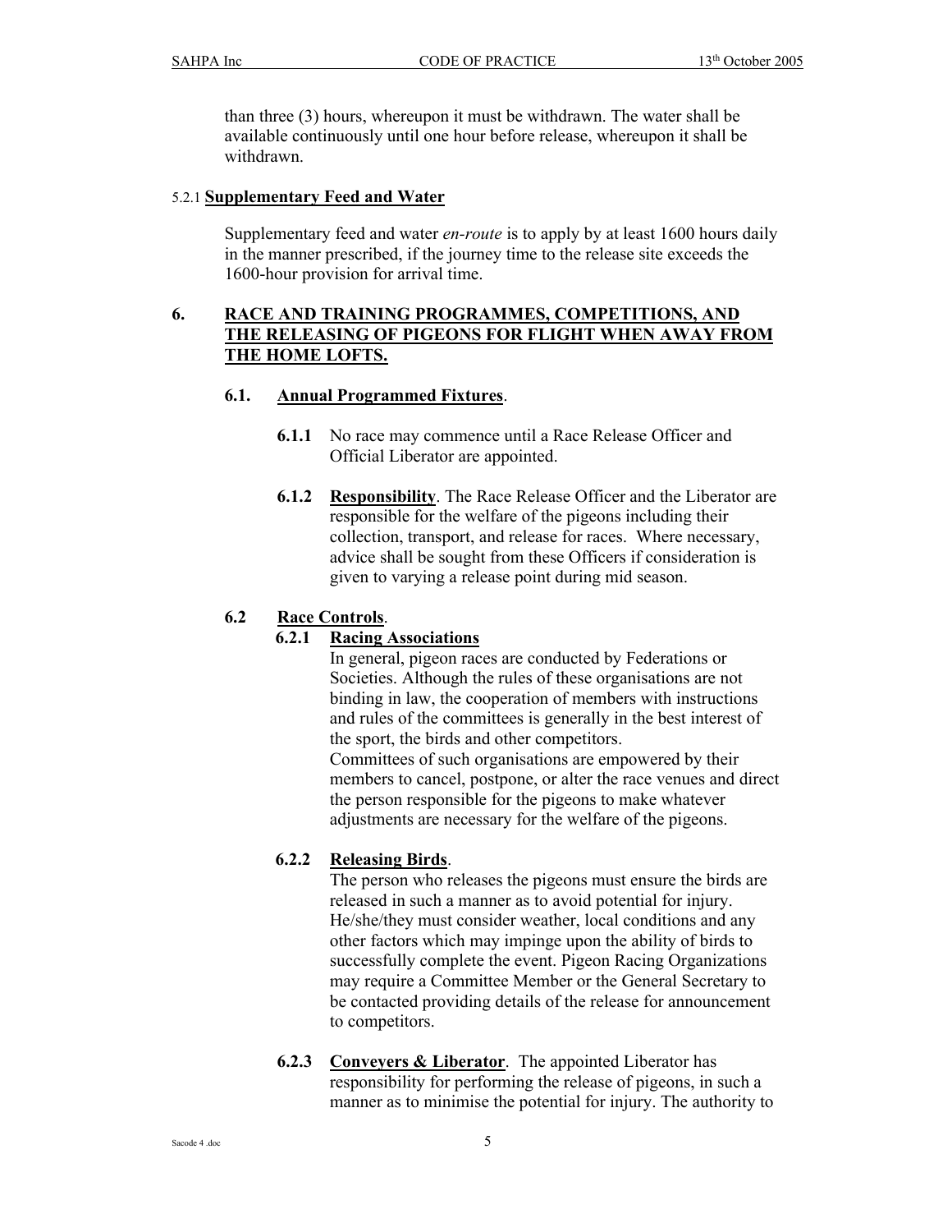than three (3) hours, whereupon it must be withdrawn. The water shall be available continuously until one hour before release, whereupon it shall be withdrawn.

5.2.1 **Supplementary Feed and Water**

Supplementary feed and water *en-route* is to apply by at least 1600 hours daily in the manner prescribed, if the journey time to the release site exceeds the 1600-hour provision for arrival time.

## 6. RACE AND TRAINING PROGRAMMES, COMPETITIONS, AND THE RELEASING OF PIGEONS FOR FLIGHT WHEN AWAY FROM THE HOME LOFTS.

### 6.1. Annual Programmed Fixtures.

**6.1.1** No race may commence until a Race Release Officer and Official Liberator are appointed.

**6.1.2** **Responsibility**. The Race Release Officer and the Liberator are responsible for the welfare of the pigeons including their collection, transport, and release for races. Where necessary, advice shall be sought from these Officers if consideration is given to varying a release point during mid season.

### 6.2 Race Controls.

**6.2.1** **Racing Associations**

In general, pigeon races are conducted by Federations or Societies. Although the rules of these organisations are not binding in law, the cooperation of members with instructions and rules of the committees is generally in the best interest of the sport, the birds and other competitors.

Committees of such organisations are empowered by their members to cancel, postpone, or alter the race venues and direct the person responsible for the pigeons to make whatever adjustments are necessary for the welfare of the pigeons.

**6.2.2** **Releasing Birds**.

The person who releases the pigeons must ensure the birds are released in such a manner as to avoid potential for injury. He/she/they must consider weather, local conditions and any other factors which may impinge upon the ability of birds to successfully complete the event. Pigeon Racing Organizations may require a Committee Member or the General Secretary to be contacted providing details of the release for announcement to competitors.

**6.2.3** **Conveyers & Liberator**. The appointed Liberator has responsibility for performing the release of pigeons, in such a manner as to minimise the potential for injury. The authority to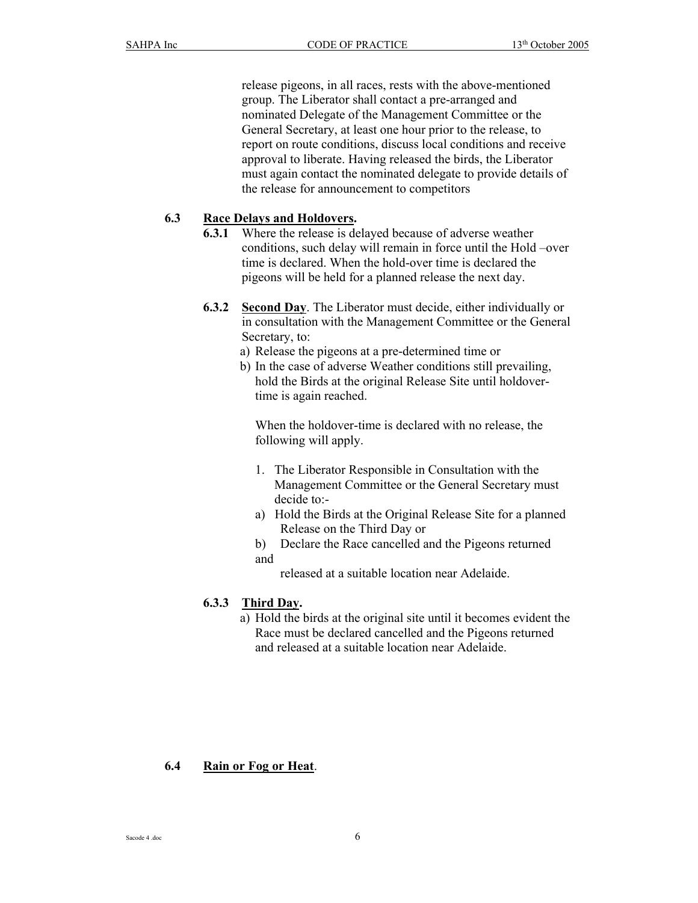release pigeons, in all races, rests with the above-mentioned group. The Liberator shall contact a pre-arranged and nominated Delegate of the Management Committee or the General Secretary, at least one hour prior to the release, to report on route conditions, discuss local conditions and receive approval to liberate. Having released the birds, the Liberator must again contact the nominated delegate to provide details of the release for announcement to competitors

### 6.3 Race Delays and Holdovers.

**6.3.1** Where the release is delayed because of adverse weather conditions, such delay will remain in force until the Hold –over time is declared. When the hold-over time is declared the pigeons will be held for a planned release the next day.

**6.3.2** **Second Day**. The Liberator must decide, either individually or in consultation with the Management Committee or the General Secretary, to:

a) Release the pigeons at a pre-determined time or
b) In the case of adverse Weather conditions still prevailing, hold the Birds at the original Release Site until holdover-time is again reached.

When the holdover-time is declared with no release, the following will apply.

1. The Liberator Responsible in Consultation with the Management Committee or the General Secretary must decide to:-

a) Hold the Birds at the Original Release Site for a planned Release on the Third Day or
b) Declare the Race cancelled and the Pigeons returned and released at a suitable location near Adelaide.

**6.3.3** **Third Day.**

a) Hold the birds at the original site until it becomes evident the Race must be declared cancelled and the Pigeons returned and released at a suitable location near Adelaide.

### 6.4 Rain or Fog or Heat.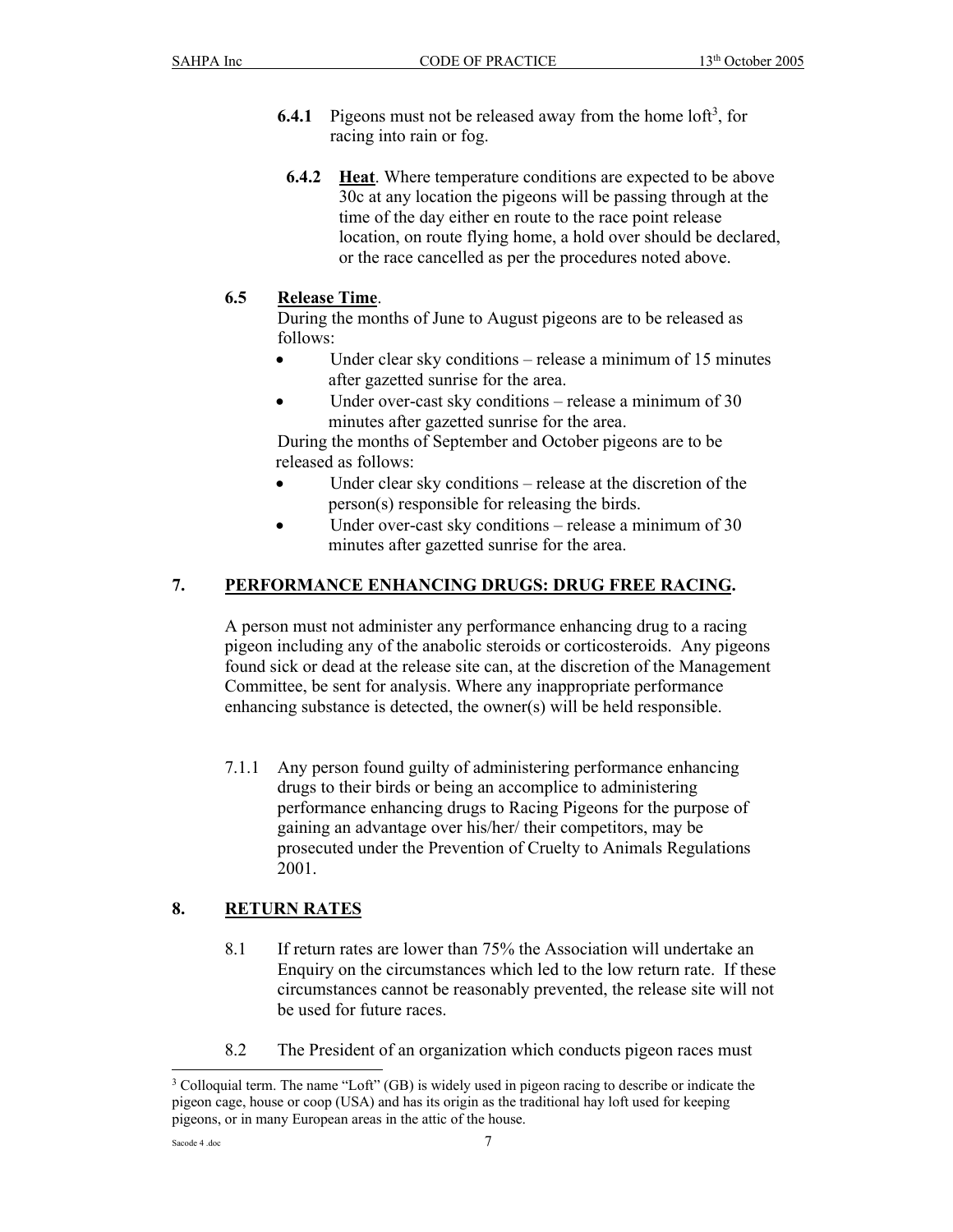**6.4.1** Pigeons must not be released away from the home loft[3], for racing into rain or fog.

**6.4.2** **Heat**. Where temperature conditions are expected to be above 30c at any location the pigeons will be passing through at the time of the day either en route to the race point release location, on route flying home, a hold over should be declared, or the race cancelled as per the procedures noted above.

**6.5** **Release Time**.

During the months of June to August pigeons are to be released as follows:

- Under clear sky conditions – release a minimum of 15 minutes after gazetted sunrise for the area.
- Under over-cast sky conditions – release a minimum of 30 minutes after gazetted sunrise for the area.

During the months of September and October pigeons are to be released as follows:

- Under clear sky conditions – release at the discretion of the person(s) responsible for releasing the birds.
- Under over-cast sky conditions – release a minimum of 30 minutes after gazetted sunrise for the area.

## 7. PERFORMANCE ENHANCING DRUGS: DRUG FREE RACING.

A person must not administer any performance enhancing drug to a racing pigeon including any of the anabolic steroids or corticosteroids. Any pigeons found sick or dead at the release site can, at the discretion of the Management Committee, be sent for analysis. Where any inappropriate performance enhancing substance is detected, the owner(s) will be held responsible.

7.1.1 Any person found guilty of administering performance enhancing drugs to their birds or being an accomplice to administering performance enhancing drugs to Racing Pigeons for the purpose of gaining an advantage over his/her/ their competitors, may be prosecuted under the Prevention of Cruelty to Animals Regulations 2001.

## 8. RETURN RATES

8.1 If return rates are lower than 75% the Association will undertake an Enquiry on the circumstances which led to the low return rate. If these circumstances cannot be reasonably prevented, the release site will not be used for future races.

8.2 The President of an organization which conducts pigeon races must

[3] Colloquial term. The name "Loft" (GB) is widely used in pigeon racing to describe or indicate the pigeon cage, house or coop (USA) and has its origin as the traditional hay loft used for keeping pigeons, or in many European areas in the attic of the house.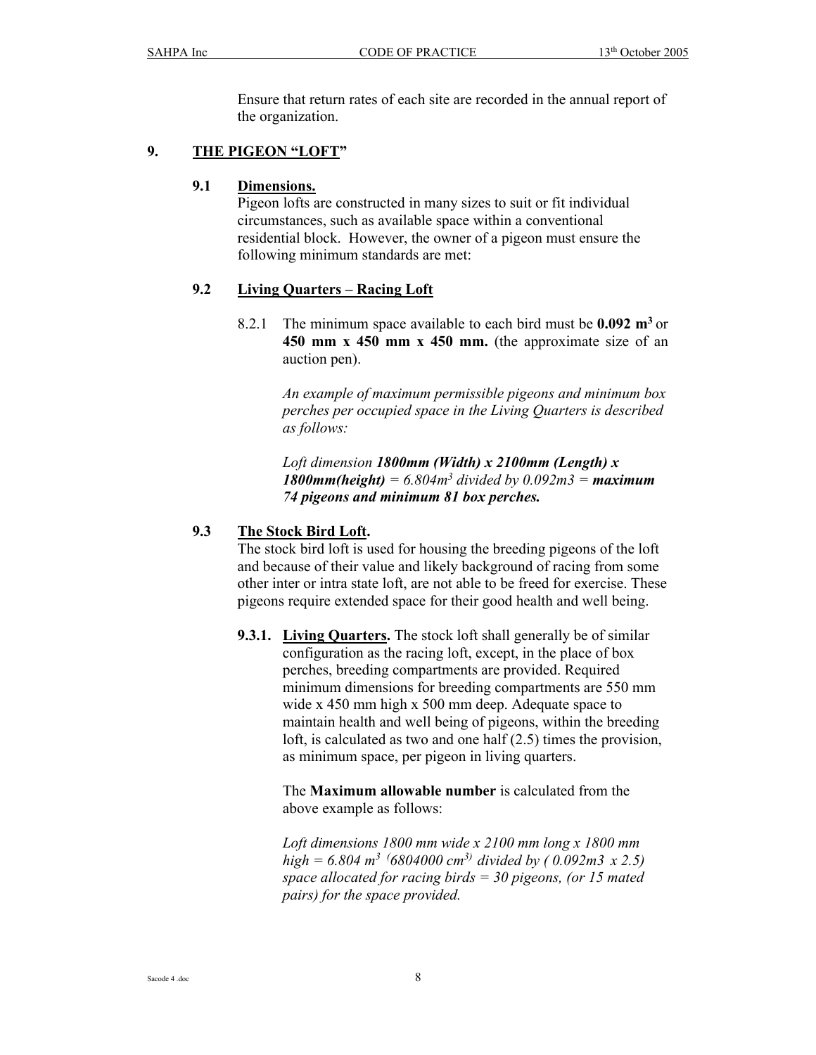Ensure that return rates of each site are recorded in the annual report of the organization.

## 9. THE PIGEON "LOFT"

### 9.1 Dimensions.

Pigeon lofts are constructed in many sizes to suit or fit individual circumstances, such as available space within a conventional residential block. However, the owner of a pigeon must ensure the following minimum standards are met:

### 9.2 Living Quarters – Racing Loft

8.2.1 The minimum space available to each bird must be **0.092 $m^3$** or **450 mm x 450 mm x 450 mm.** (the approximate size of an auction pen).

*An example of maximum permissible pigeons and minimum box perches per occupied space in the Living Quarters is described as follows:*

*Loft dimension **1800mm (Width) x 2100mm (Length) x 1800mm(height)** = 6.804$m^3$ divided by 0.092m3 = **maximum 74 pigeons and minimum 81 box perches.***

### 9.3 The Stock Bird Loft.

The stock bird loft is used for housing the breeding pigeons of the loft and because of their value and likely background of racing from some other inter or intra state loft, are not able to be freed for exercise. These pigeons require extended space for their good health and well being.

**9.3.1. Living Quarters.** The stock loft shall generally be of similar configuration as the racing loft, except, in the place of box perches, breeding compartments are provided. Required minimum dimensions for breeding compartments are 550 mm wide x 450 mm high x 500 mm deep. Adequate space to maintain health and well being of pigeons, within the breeding loft, is calculated as two and one half (2.5) times the provision, as minimum space, per pigeon in living quarters.

The **Maximum allowable number** is calculated from the above example as follows:

*Loft dimensions 1800 mm wide x 2100 mm long x 1800 mm high = 6.804 $m^3$ (6804000 $cm^3$) divided by ( 0.092m3 x 2.5) space allocated for racing birds = 30 pigeons, (or 15 mated pairs) for the space provided.*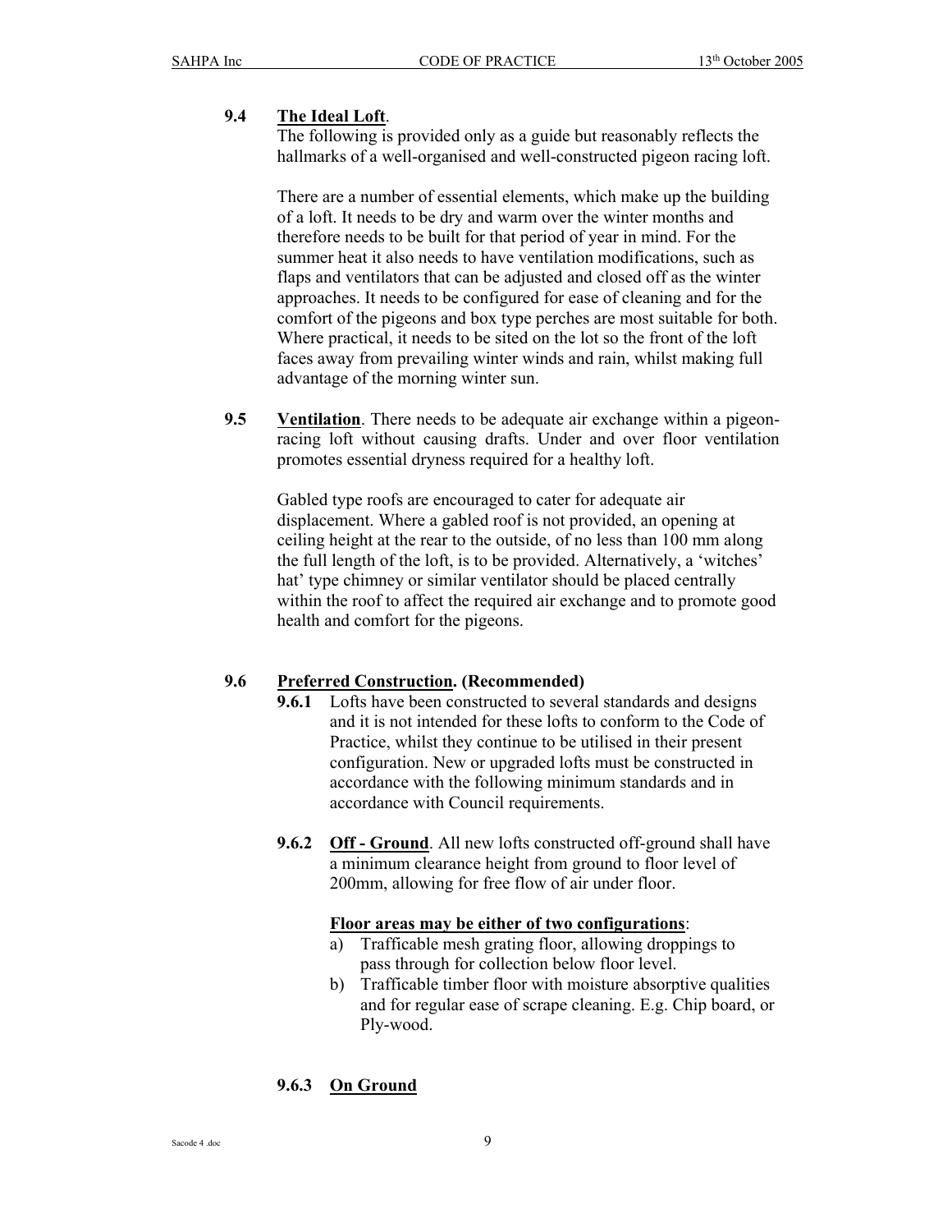### 9.4 **The Ideal Loft**.

The following is provided only as a guide but reasonably reflects the hallmarks of a well-organised and well-constructed pigeon racing loft.

There are a number of essential elements, which make up the building of a loft. It needs to be dry and warm over the winter months and therefore needs to be built for that period of year in mind. For the summer heat it also needs to have ventilation modifications, such as flaps and ventilators that can be adjusted and closed off as the winter approaches. It needs to be configured for ease of cleaning and for the comfort of the pigeons and box type perches are most suitable for both. Where practical, it needs to be sited on the lot so the front of the loft faces away from prevailing winter winds and rain, whilst making full advantage of the morning winter sun.

### 9.5 **Ventilation**.

There needs to be adequate air exchange within a pigeon-racing loft without causing drafts. Under and over floor ventilation promotes essential dryness required for a healthy loft.

Gabled type roofs are encouraged to cater for adequate air displacement. Where a gabled roof is not provided, an opening at ceiling height at the rear to the outside, of no less than 100 mm along the full length of the loft, is to be provided. Alternatively, a 'witches' hat' type chimney or similar ventilator should be placed centrally within the roof to affect the required air exchange and to promote good health and comfort for the pigeons.

### 9.6 **Preferred Construction. (Recommended)**

**9.6.1** Lofts have been constructed to several standards and designs and it is not intended for these lofts to conform to the Code of Practice, whilst they continue to be utilised in their present configuration. New or upgraded lofts must be constructed in accordance with the following minimum standards and in accordance with Council requirements.

**9.6.2** **Off - Ground**. All new lofts constructed off-ground shall have a minimum clearance height from ground to floor level of 200mm, allowing for free flow of air under floor.

**Floor areas may be either of two configurations**:

a) Trafficable mesh grating floor, allowing droppings to pass through for collection below floor level.
b) Trafficable timber floor with moisture absorptive qualities and for regular ease of scrape cleaning. E.g. Chip board, or Ply-wood.

**9.6.3** **On Ground**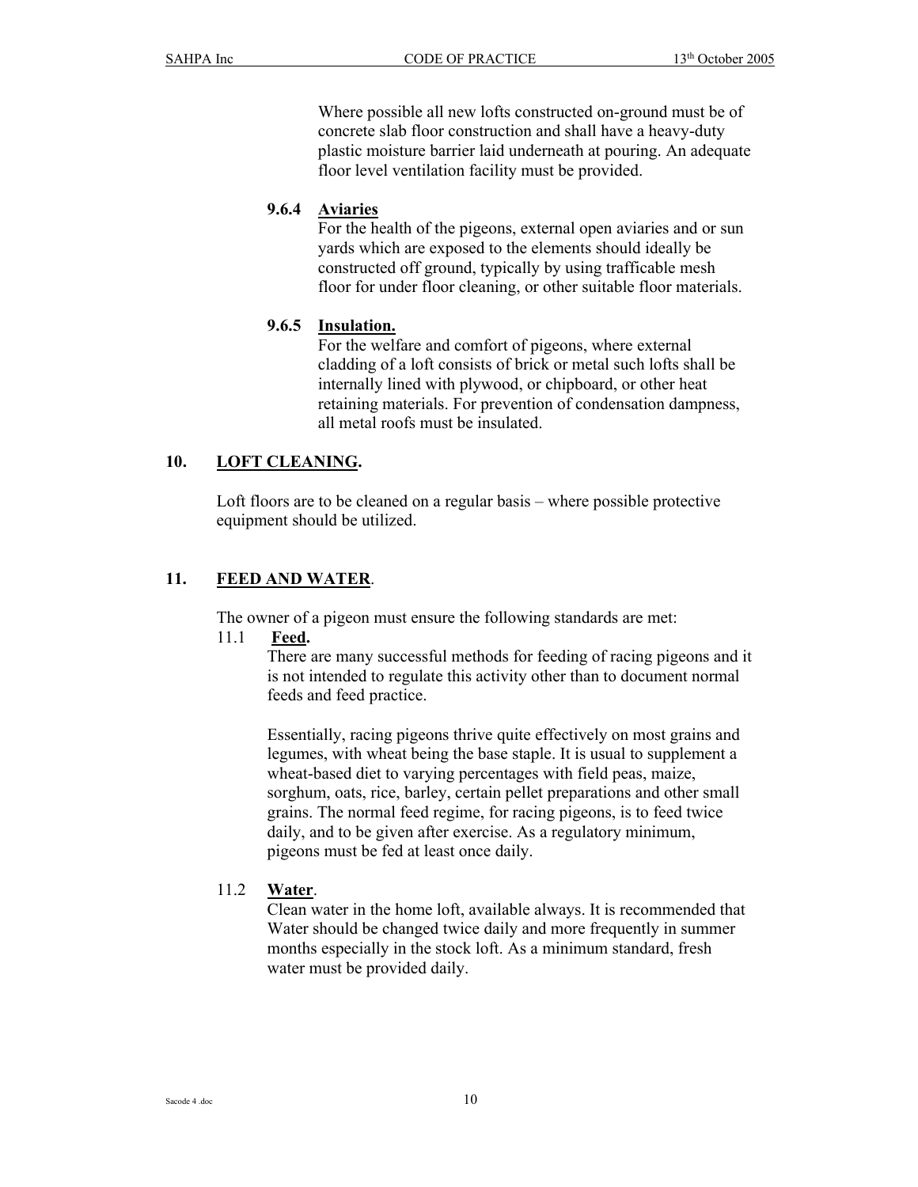Where possible all new lofts constructed on-ground must be of concrete slab floor construction and shall have a heavy-duty plastic moisture barrier laid underneath at pouring. An adequate floor level ventilation facility must be provided.

#### 9.6.4 Aviaries

For the health of the pigeons, external open aviaries and or sun yards which are exposed to the elements should ideally be constructed off ground, typically by using trafficable mesh floor for under floor cleaning, or other suitable floor materials.

#### 9.6.5 Insulation.

For the welfare and comfort of pigeons, where external cladding of a loft consists of brick or metal such lofts shall be internally lined with plywood, or chipboard, or other heat retaining materials. For prevention of condensation dampness, all metal roofs must be insulated.

## 10. LOFT CLEANING.

Loft floors are to be cleaned on a regular basis – where possible protective equipment should be utilized.

## 11. FEED AND WATER.

The owner of a pigeon must ensure the following standards are met:

### 11.1 Feed.

There are many successful methods for feeding of racing pigeons and it is not intended to regulate this activity other than to document normal feeds and feed practice.

Essentially, racing pigeons thrive quite effectively on most grains and legumes, with wheat being the base staple. It is usual to supplement a wheat-based diet to varying percentages with field peas, maize, sorghum, oats, rice, barley, certain pellet preparations and other small grains. The normal feed regime, for racing pigeons, is to feed twice daily, and to be given after exercise. As a regulatory minimum, pigeons must be fed at least once daily.

### 11.2 Water.

Clean water in the home loft, available always. It is recommended that Water should be changed twice daily and more frequently in summer months especially in the stock loft. As a minimum standard, fresh water must be provided daily.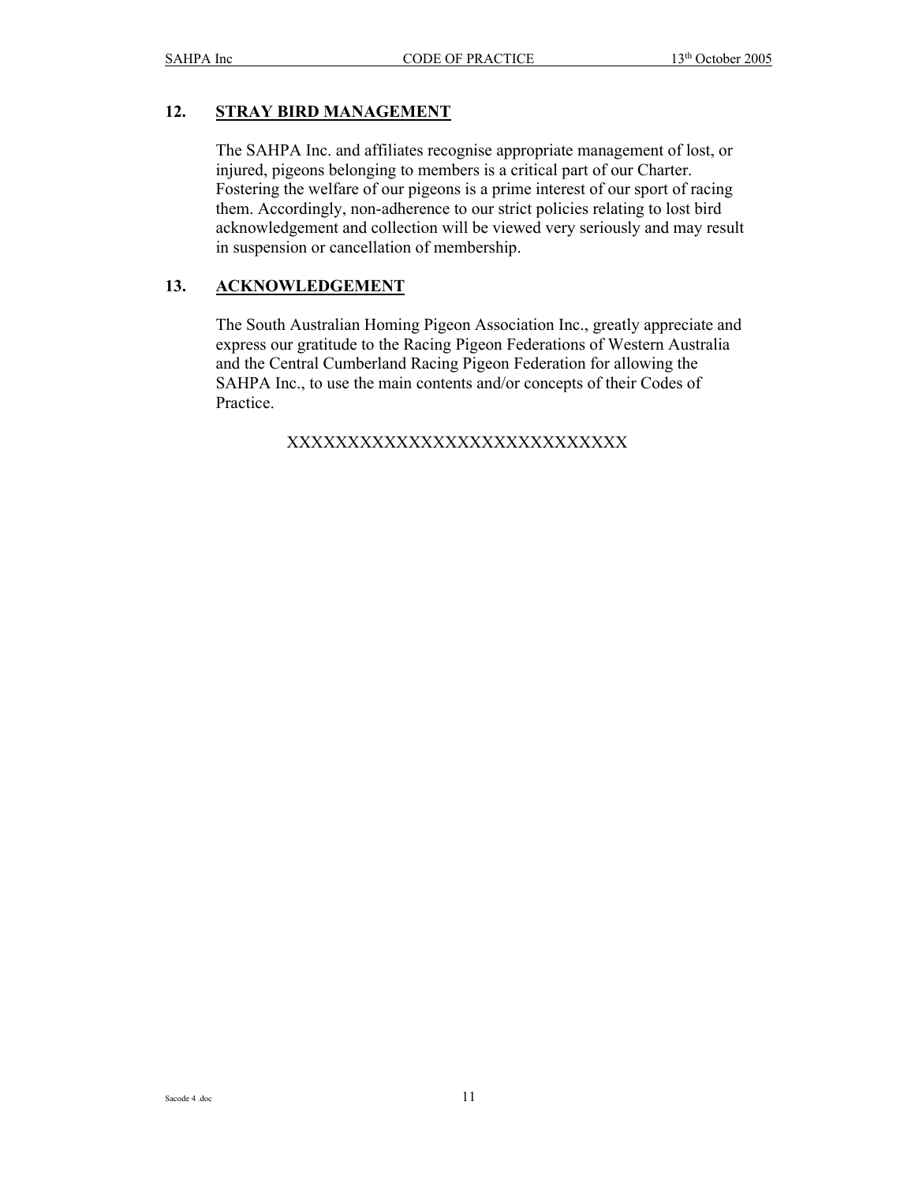## 12. STRAY BIRD MANAGEMENT

The SAHPA Inc. and affiliates recognise appropriate management of lost, or injured, pigeons belonging to members is a critical part of our Charter. Fostering the welfare of our pigeons is a prime interest of our sport of racing them. Accordingly, non-adherence to our strict policies relating to lost bird acknowledgement and collection will be viewed very seriously and may result in suspension or cancellation of membership.

## 13. ACKNOWLEDGEMENT

The South Australian Homing Pigeon Association Inc., greatly appreciate and express our gratitude to the Racing Pigeon Federations of Western Australia and the Central Cumberland Racing Pigeon Federation for allowing the SAHPA Inc., to use the main contents and/or concepts of their Codes of Practice.

XXXXXXXXXXXXXXXXXXXXXXXXXXXX